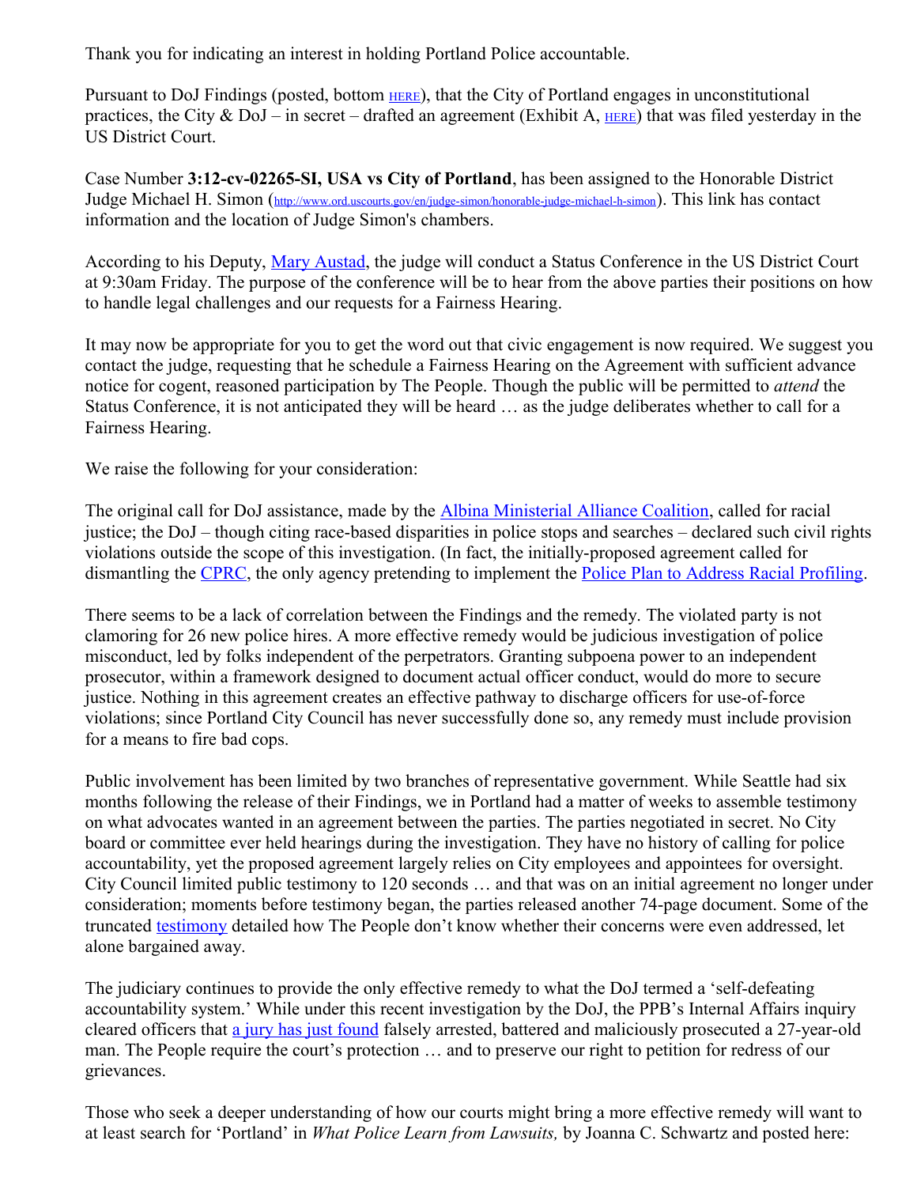Thank you for indicating an interest in holding Portland Police accountable.

Pursuant to DoJ Findings (posted, bottom HERE), that the City of Portland engages in unconstitutional practices, the City & DoJ – in secret – drafted an agreement (Exhibit A, HERE) that was filed yesterday in the US District Court.

Case Number **3:12-cv-02265-SI, USA vs City of Portland**, has been assigned to the Honorable District Judge Michael H. Simon (http://www.ord.uscourts.gov/en/judge-simon/honorable-judge-michael-h-simon). This link has contact information and the location of Judge Simon's chambers.

According to his Deputy, Mary Austad, the judge will conduct a Status Conference in the US District Court at 9:30am Friday. The purpose of the conference will be to hear from the above parties their positions on how to handle legal challenges and our requests for a Fairness Hearing.

It may now be appropriate for you to get the word out that civic engagement is now required. We suggest you contact the judge, requesting that he schedule a Fairness Hearing on the Agreement with sufficient advance notice for cogent, reasoned participation by The People. Though the public will be permitted to *attend* the Status Conference, it is not anticipated they will be heard … as the judge deliberates whether to call for a Fairness Hearing.

We raise the following for your consideration:

The original call for DoJ assistance, made by the Albina Ministerial Alliance Coalition, called for racial justice; the DoJ – though citing race-based disparities in police stops and searches – declared such civil rights violations outside the scope of this investigation. (In fact, the initially-proposed agreement called for dismantling the CPRC, the only agency pretending to implement the Police Plan to Address Racial Profiling.

There seems to be a lack of correlation between the Findings and the remedy. The violated party is not clamoring for 26 new police hires. A more effective remedy would be judicious investigation of police misconduct, led by folks independent of the perpetrators. Granting subpoena power to an independent prosecutor, within a framework designed to document actual officer conduct, would do more to secure justice. Nothing in this agreement creates an effective pathway to discharge officers for use-of-force violations; since Portland City Council has never successfully done so, any remedy must include provision for a means to fire bad cops.

Public involvement has been limited by two branches of representative government. While Seattle had six months following the release of their Findings, we in Portland had a matter of weeks to assemble testimony on what advocates wanted in an agreement between the parties. The parties negotiated in secret. No City board or committee ever held hearings during the investigation. They have no history of calling for police accountability, yet the proposed agreement largely relies on City employees and appointees for oversight. City Council limited public testimony to 120 seconds … and that was on an initial agreement no longer under consideration; moments before testimony began, the parties released another 74-page document. Some of the truncated testimony detailed how The People don't know whether their concerns were even addressed, let alone bargained away.

The judiciary continues to provide the only effective remedy to what the DoJ termed a 'self-defeating accountability system.' While under this recent investigation by the DoJ, the PPB's Internal Affairs inquiry cleared officers that a jury has just found falsely arrested, battered and maliciously prosecuted a 27-year-old man. The People require the court's protection … and to preserve our right to petition for redress of our grievances.

Those who seek a deeper understanding of how our courts might bring a more effective remedy will want to at least search for 'Portland' in *What Police Learn from Lawsuits,* by Joanna C. Schwartz and posted here: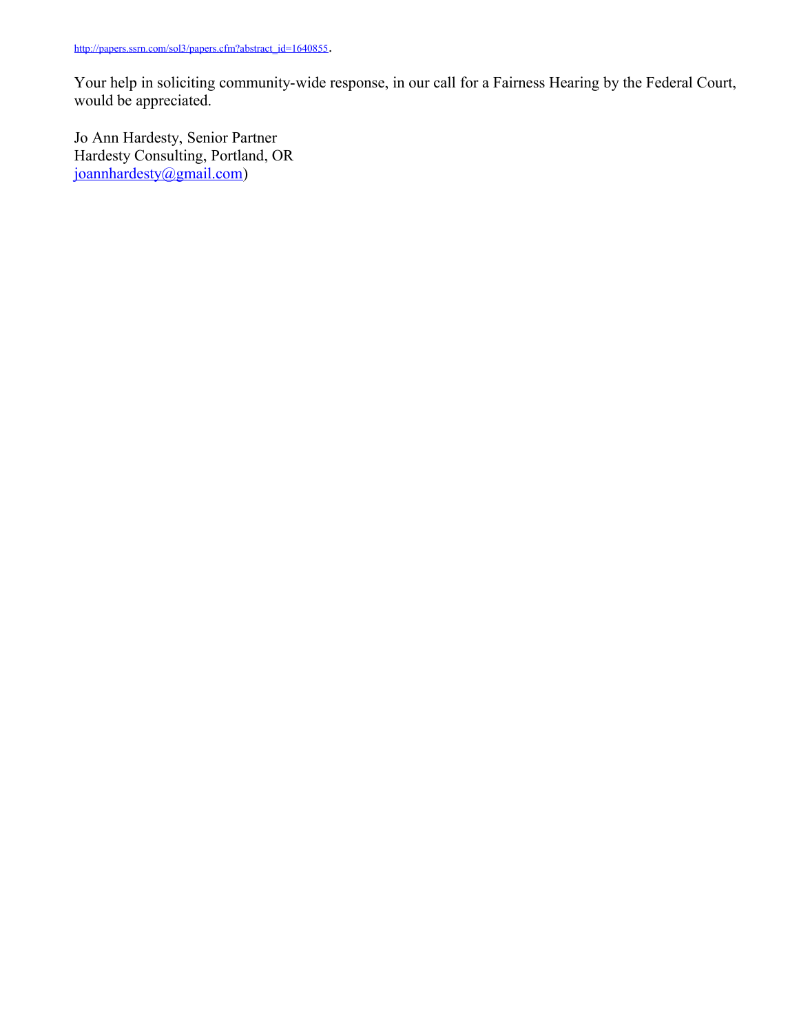http://papers.ssrn.com/sol3/papers.cfm?abstract_id=1640855.

Your help in soliciting community-wide response, in our call for a Fairness Hearing by the Federal Court, would be appreciated.

Jo Ann Hardesty, Senior Partner
Hardesty Consulting, Portland, OR
joannhardesty@gmail.com)